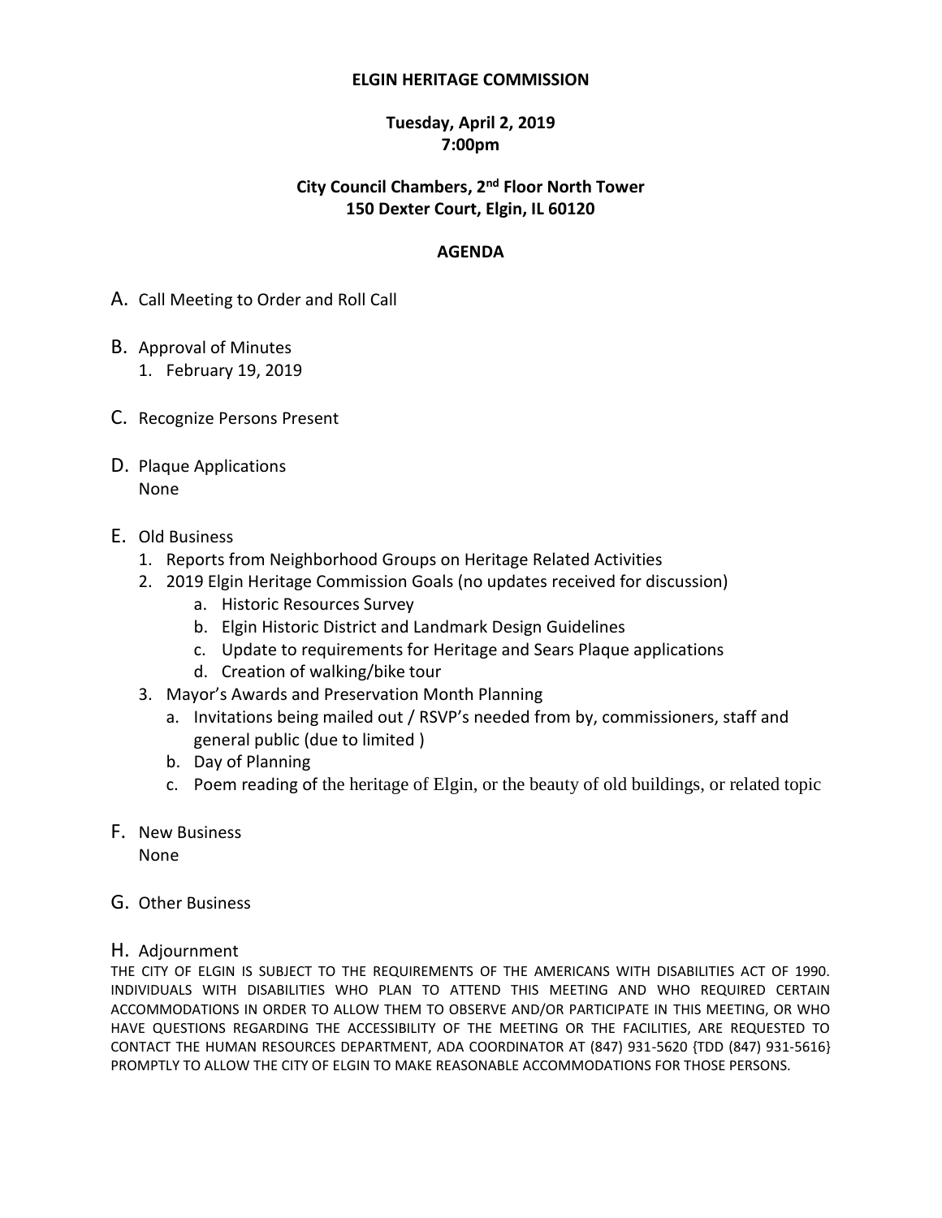**ELGIN HERITAGE COMMISSION**

**Tuesday, April 2, 2019**
**7:00pm**

**City Council Chambers, 2nd Floor North Tower**
**150 Dexter Court, Elgin, IL 60120**

**AGENDA**

A. Call Meeting to Order and Roll Call

B. Approval of Minutes
   1. February 19, 2019

C. Recognize Persons Present

D. Plaque Applications
   None

E. Old Business
   1. Reports from Neighborhood Groups on Heritage Related Activities
   2. 2019 Elgin Heritage Commission Goals (no updates received for discussion)
      a. Historic Resources Survey
      b. Elgin Historic District and Landmark Design Guidelines
      c. Update to requirements for Heritage and Sears Plaque applications
      d. Creation of walking/bike tour
   3. Mayor's Awards and Preservation Month Planning
      a. Invitations being mailed out / RSVP's needed from by, commissioners, staff and general public (due to limited )
      b. Day of Planning
      c. Poem reading of the heritage of Elgin, or the beauty of old buildings, or related topic

F. New Business
   None

G. Other Business

H. Adjournment

THE CITY OF ELGIN IS SUBJECT TO THE REQUIREMENTS OF THE AMERICANS WITH DISABILITIES ACT OF 1990. INDIVIDUALS WITH DISABILITIES WHO PLAN TO ATTEND THIS MEETING AND WHO REQUIRED CERTAIN ACCOMMODATIONS IN ORDER TO ALLOW THEM TO OBSERVE AND/OR PARTICIPATE IN THIS MEETING, OR WHO HAVE QUESTIONS REGARDING THE ACCESSIBILITY OF THE MEETING OR THE FACILITIES, ARE REQUESTED TO CONTACT THE HUMAN RESOURCES DEPARTMENT, ADA COORDINATOR AT (847) 931-5620 {TDD (847) 931-5616} PROMPTLY TO ALLOW THE CITY OF ELGIN TO MAKE REASONABLE ACCOMMODATIONS FOR THOSE PERSONS.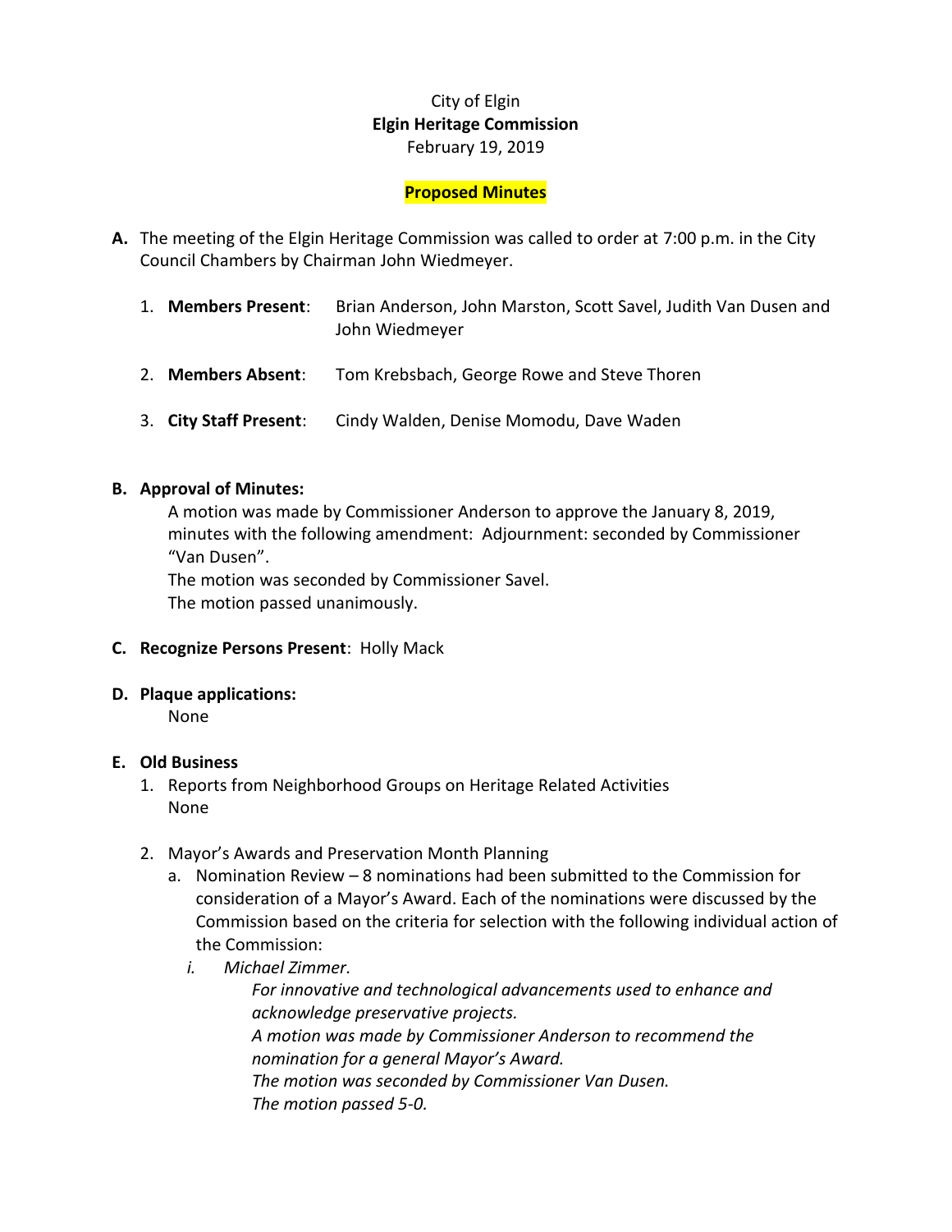City of Elgin
**Elgin Heritage Commission**
February 19, 2019

**Proposed Minutes**

**A.** The meeting of the Elgin Heritage Commission was called to order at 7:00 p.m. in the City Council Chambers by Chairman John Wiedmeyer.

1. **Members Present**: Brian Anderson, John Marston, Scott Savel, Judith Van Dusen and John Wiedmeyer
2. **Members Absent**: Tom Krebsbach, George Rowe and Steve Thoren
3. **City Staff Present**: Cindy Walden, Denise Momodu, Dave Waden

**B. Approval of Minutes:**

A motion was made by Commissioner Anderson to approve the January 8, 2019, minutes with the following amendment: Adjournment: seconded by Commissioner "Van Dusen".
The motion was seconded by Commissioner Savel.
The motion passed unanimously.

**C. Recognize Persons Present**: Holly Mack

**D. Plaque applications:**

None

**E. Old Business**

1. Reports from Neighborhood Groups on Heritage Related Activities
   None
2. Mayor's Awards and Preservation Month Planning
   a. Nomination Review – 8 nominations had been submitted to the Commission for consideration of a Mayor's Award. Each of the nominations were discussed by the Commission based on the criteria for selection with the following individual action of the Commission:
      i. *Michael Zimmer.*
         *For innovative and technological advancements used to enhance and acknowledge preservative projects.*
         *A motion was made by Commissioner Anderson to recommend the nomination for a general Mayor's Award.*
         *The motion was seconded by Commissioner Van Dusen.*
         *The motion passed 5-0.*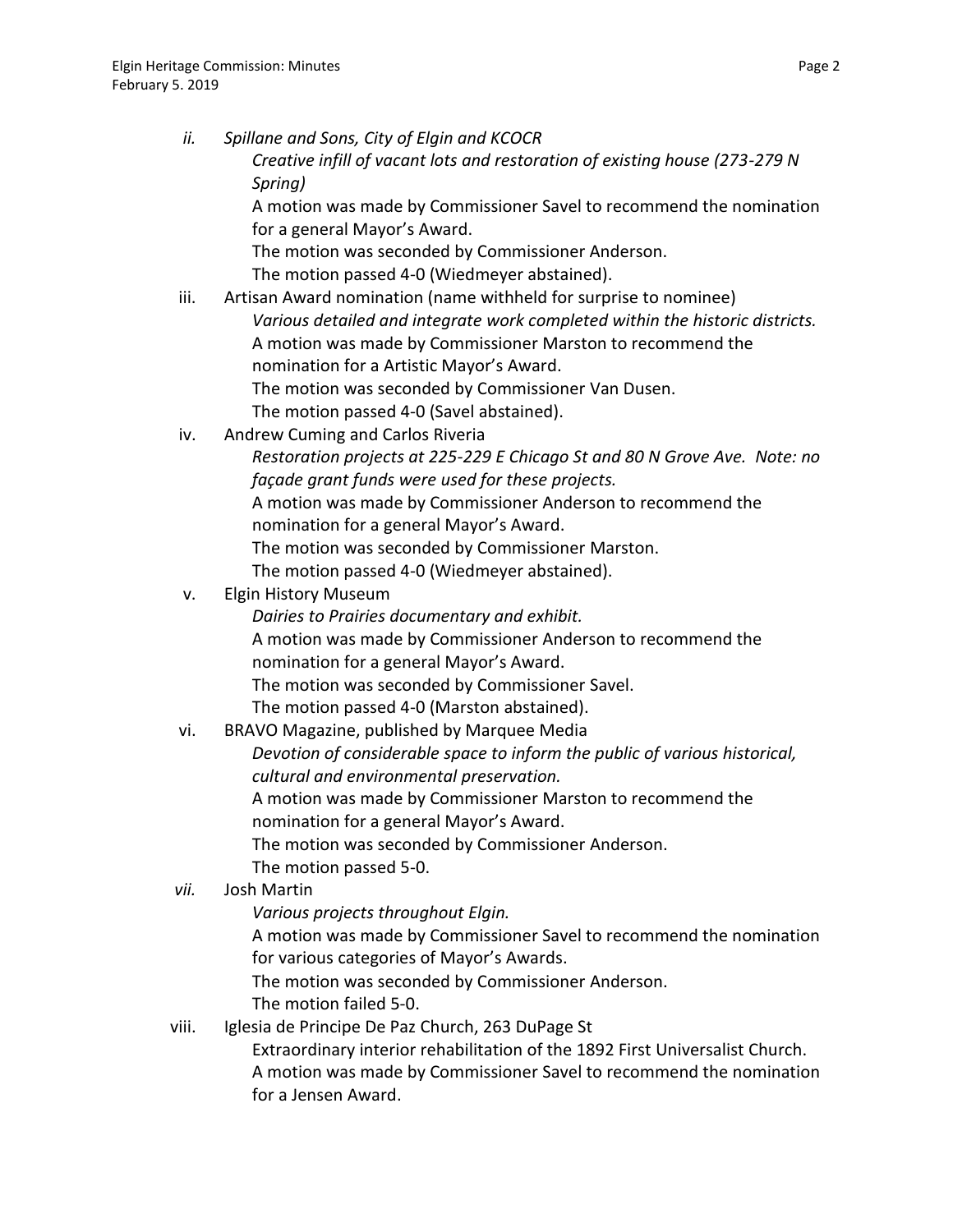*ii.* *Spillane and Sons, City of Elgin and KCOCR*

*Creative infill of vacant lots and restoration of existing house (273-279 N Spring)*

A motion was made by Commissioner Savel to recommend the nomination for a general Mayor's Award.

The motion was seconded by Commissioner Anderson.

The motion passed 4-0 (Wiedmeyer abstained).

iii. Artisan Award nomination (name withheld for surprise to nominee)

*Various detailed and integrate work completed within the historic districts.*

A motion was made by Commissioner Marston to recommend the nomination for a Artistic Mayor's Award.

The motion was seconded by Commissioner Van Dusen.

The motion passed 4-0 (Savel abstained).

iv. Andrew Cuming and Carlos Riveria

*Restoration projects at 225-229 E Chicago St and 80 N Grove Ave. Note: no façade grant funds were used for these projects.*

A motion was made by Commissioner Anderson to recommend the nomination for a general Mayor's Award.

The motion was seconded by Commissioner Marston.

The motion passed 4-0 (Wiedmeyer abstained).

v. Elgin History Museum

*Dairies to Prairies documentary and exhibit.*

A motion was made by Commissioner Anderson to recommend the nomination for a general Mayor's Award.

The motion was seconded by Commissioner Savel.

The motion passed 4-0 (Marston abstained).

vi. BRAVO Magazine, published by Marquee Media

*Devotion of considerable space to inform the public of various historical, cultural and environmental preservation.*

A motion was made by Commissioner Marston to recommend the nomination for a general Mayor's Award.

The motion was seconded by Commissioner Anderson.

The motion passed 5-0.

*vii.* Josh Martin

*Various projects throughout Elgin.*

A motion was made by Commissioner Savel to recommend the nomination for various categories of Mayor's Awards.

The motion was seconded by Commissioner Anderson.

The motion failed 5-0.

viii. Iglesia de Principe De Paz Church, 263 DuPage St

Extraordinary interior rehabilitation of the 1892 First Universalist Church.

A motion was made by Commissioner Savel to recommend the nomination for a Jensen Award.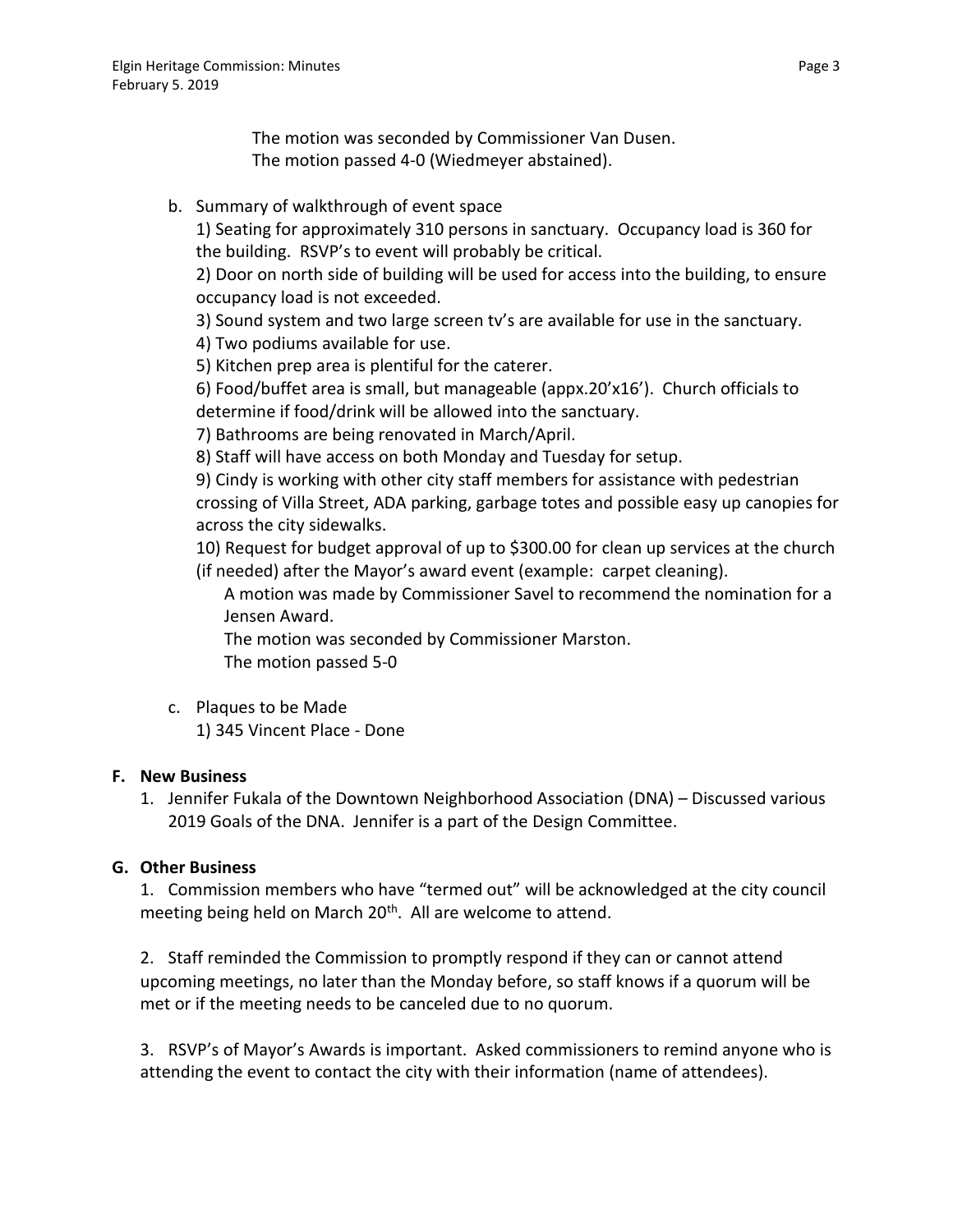The motion was seconded by Commissioner Van Dusen.
The motion passed 4-0 (Wiedmeyer abstained).

b. Summary of walkthrough of event space

1) Seating for approximately 310 persons in sanctuary. Occupancy load is 360 for the building. RSVP's to event will probably be critical.
2) Door on north side of building will be used for access into the building, to ensure occupancy load is not exceeded.
3) Sound system and two large screen tv's are available for use in the sanctuary.
4) Two podiums available for use.
5) Kitchen prep area is plentiful for the caterer.
6) Food/buffet area is small, but manageable (appx.20'x16'). Church officials to determine if food/drink will be allowed into the sanctuary.
7) Bathrooms are being renovated in March/April.
8) Staff will have access on both Monday and Tuesday for setup.
9) Cindy is working with other city staff members for assistance with pedestrian crossing of Villa Street, ADA parking, garbage totes and possible easy up canopies for across the city sidewalks.
10) Request for budget approval of up to $300.00 for clean up services at the church (if needed) after the Mayor's award event (example: carpet cleaning).

A motion was made by Commissioner Savel to recommend the nomination for a Jensen Award.
The motion was seconded by Commissioner Marston.
The motion passed 5-0

c. Plaques to be Made

1) 345 Vincent Place - Done

**F. New Business**

1. Jennifer Fukala of the Downtown Neighborhood Association (DNA) – Discussed various 2019 Goals of the DNA. Jennifer is a part of the Design Committee.

**G. Other Business**

1. Commission members who have "termed out" will be acknowledged at the city council meeting being held on March 20th. All are welcome to attend.

2. Staff reminded the Commission to promptly respond if they can or cannot attend upcoming meetings, no later than the Monday before, so staff knows if a quorum will be met or if the meeting needs to be canceled due to no quorum.

3. RSVP's of Mayor's Awards is important. Asked commissioners to remind anyone who is attending the event to contact the city with their information (name of attendees).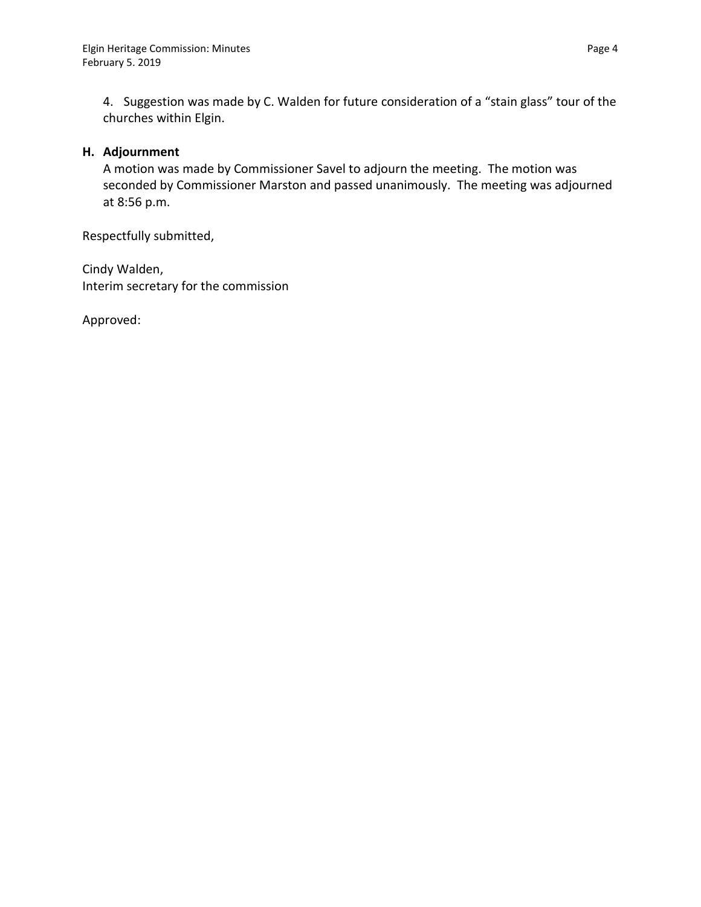4. Suggestion was made by C. Walden for future consideration of a “stain glass” tour of the churches within Elgin.

**H. Adjournment**

A motion was made by Commissioner Savel to adjourn the meeting. The motion was seconded by Commissioner Marston and passed unanimously. The meeting was adjourned at 8:56 p.m.

Respectfully submitted,

Cindy Walden,
Interim secretary for the commission

Approved: